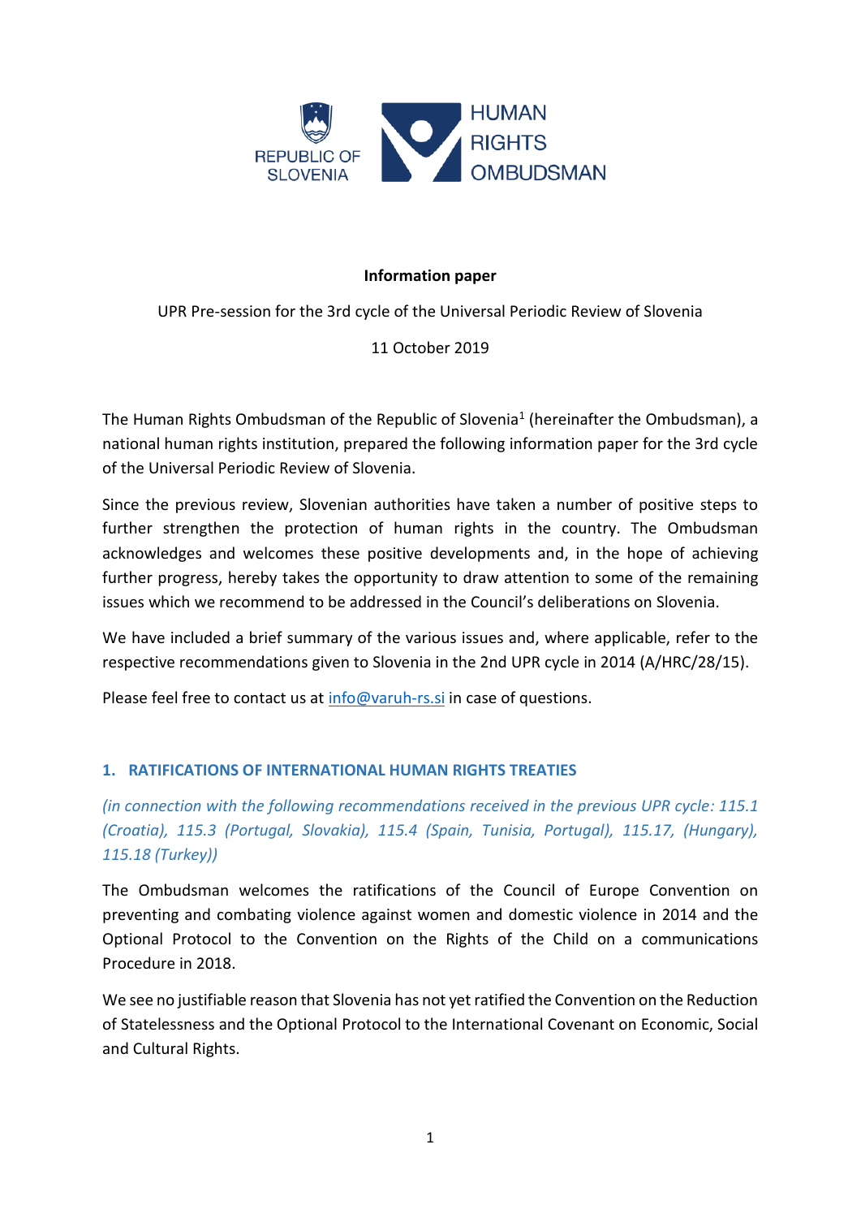REPUBLIC OF SLOVENIA

HUMAN RIGHTS OMBUDSMAN

**Information paper**

UPR Pre-session for the 3rd cycle of the Universal Periodic Review of Slovenia

11 October 2019

The Human Rights Ombudsman of the Republic of Slovenia[1] (hereinafter the Ombudsman), a national human rights institution, prepared the following information paper for the 3rd cycle of the Universal Periodic Review of Slovenia.

Since the previous review, Slovenian authorities have taken a number of positive steps to further strengthen the protection of human rights in the country. The Ombudsman acknowledges and welcomes these positive developments and, in the hope of achieving further progress, hereby takes the opportunity to draw attention to some of the remaining issues which we recommend to be addressed in the Council's deliberations on Slovenia.

We have included a brief summary of the various issues and, where applicable, refer to the respective recommendations given to Slovenia in the 2nd UPR cycle in 2014 (A/HRC/28/15).

Please feel free to contact us at [info@varuh-rs.si](mailto:info@varuh-rs.si) in case of questions.

## 1. RATIFICATIONS OF INTERNATIONAL HUMAN RIGHTS TREATIES

*(in connection with the following recommendations received in the previous UPR cycle: 115.1 (Croatia), 115.3 (Portugal, Slovakia), 115.4 (Spain, Tunisia, Portugal), 115.17, (Hungary), 115.18 (Turkey))*

The Ombudsman welcomes the ratifications of the Council of Europe Convention on preventing and combating violence against women and domestic violence in 2014 and the Optional Protocol to the Convention on the Rights of the Child on a communications Procedure in 2018.

We see no justifiable reason that Slovenia has not yet ratified the Convention on the Reduction of Statelessness and the Optional Protocol to the International Covenant on Economic, Social and Cultural Rights.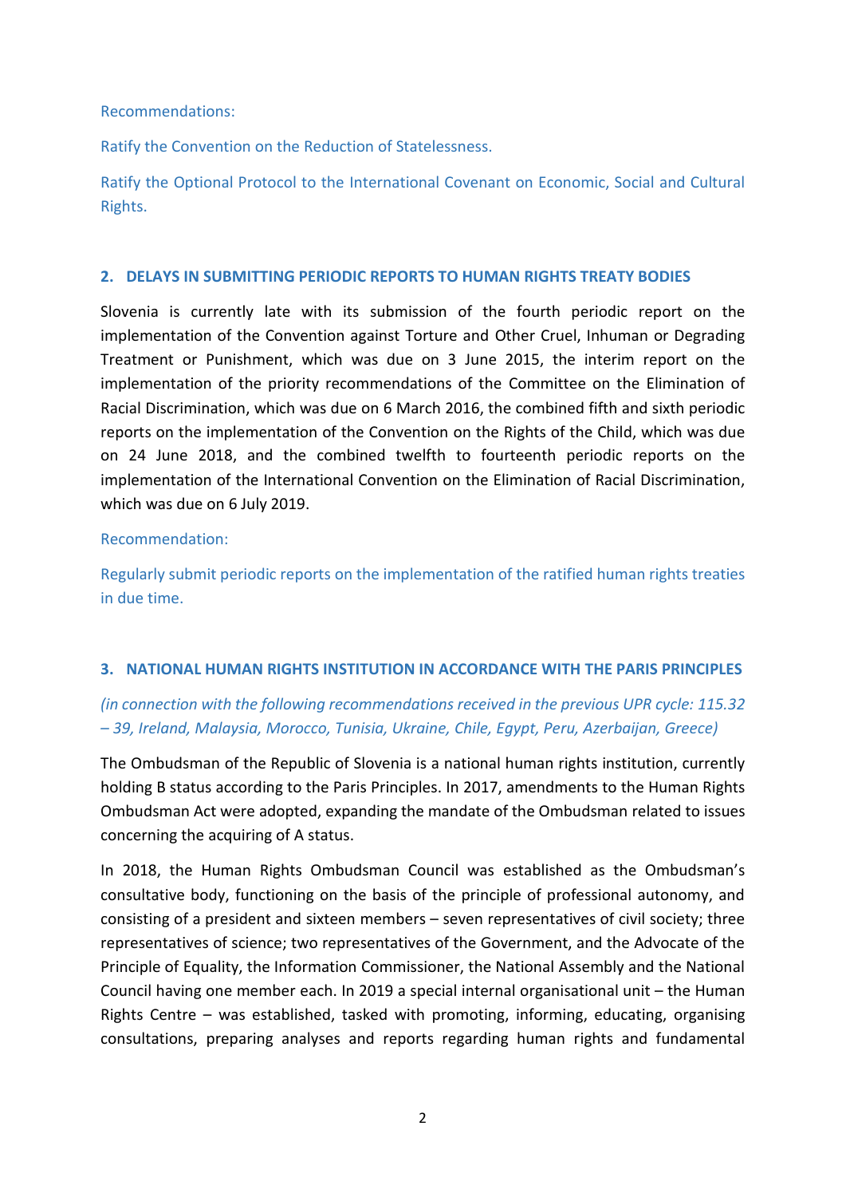Recommendations:

Ratify the Convention on the Reduction of Statelessness.

Ratify the Optional Protocol to the International Covenant on Economic, Social and Cultural Rights.

## 2. DELAYS IN SUBMITTING PERIODIC REPORTS TO HUMAN RIGHTS TREATY BODIES

Slovenia is currently late with its submission of the fourth periodic report on the implementation of the Convention against Torture and Other Cruel, Inhuman or Degrading Treatment or Punishment, which was due on 3 June 2015, the interim report on the implementation of the priority recommendations of the Committee on the Elimination of Racial Discrimination, which was due on 6 March 2016, the combined fifth and sixth periodic reports on the implementation of the Convention on the Rights of the Child, which was due on 24 June 2018, and the combined twelfth to fourteenth periodic reports on the implementation of the International Convention on the Elimination of Racial Discrimination, which was due on 6 July 2019.

Recommendation:

Regularly submit periodic reports on the implementation of the ratified human rights treaties in due time.

## 3. NATIONAL HUMAN RIGHTS INSTITUTION IN ACCORDANCE WITH THE PARIS PRINCIPLES

*(in connection with the following recommendations received in the previous UPR cycle: 115.32 – 39, Ireland, Malaysia, Morocco, Tunisia, Ukraine, Chile, Egypt, Peru, Azerbaijan, Greece)*

The Ombudsman of the Republic of Slovenia is a national human rights institution, currently holding B status according to the Paris Principles. In 2017, amendments to the Human Rights Ombudsman Act were adopted, expanding the mandate of the Ombudsman related to issues concerning the acquiring of A status.

In 2018, the Human Rights Ombudsman Council was established as the Ombudsman's consultative body, functioning on the basis of the principle of professional autonomy, and consisting of a president and sixteen members – seven representatives of civil society; three representatives of science; two representatives of the Government, and the Advocate of the Principle of Equality, the Information Commissioner, the National Assembly and the National Council having one member each. In 2019 a special internal organisational unit – the Human Rights Centre – was established, tasked with promoting, informing, educating, organising consultations, preparing analyses and reports regarding human rights and fundamental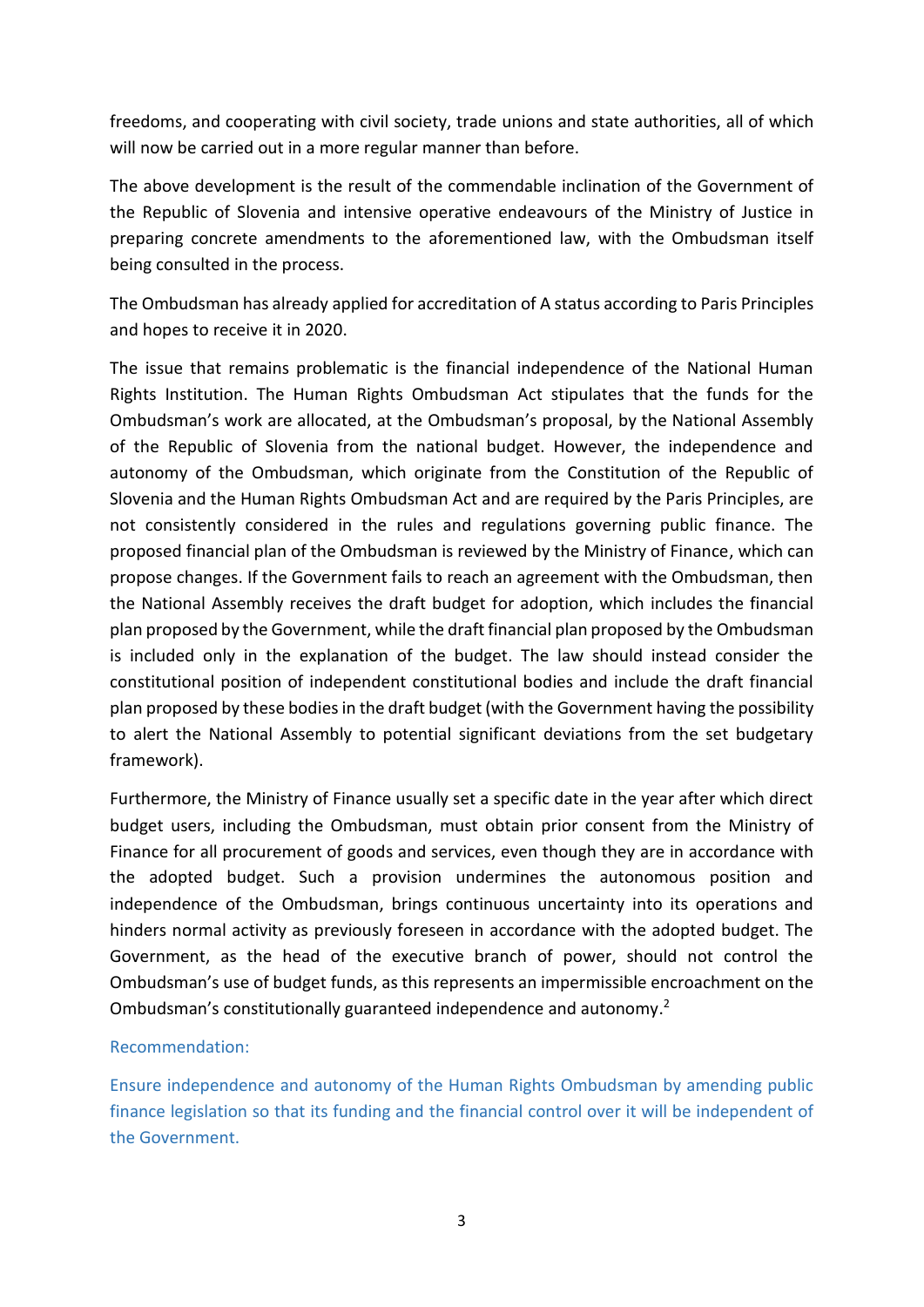freedoms, and cooperating with civil society, trade unions and state authorities, all of which will now be carried out in a more regular manner than before.

The above development is the result of the commendable inclination of the Government of the Republic of Slovenia and intensive operative endeavours of the Ministry of Justice in preparing concrete amendments to the aforementioned law, with the Ombudsman itself being consulted in the process.

The Ombudsman has already applied for accreditation of A status according to Paris Principles and hopes to receive it in 2020.

The issue that remains problematic is the financial independence of the National Human Rights Institution. The Human Rights Ombudsman Act stipulates that the funds for the Ombudsman's work are allocated, at the Ombudsman's proposal, by the National Assembly of the Republic of Slovenia from the national budget. However, the independence and autonomy of the Ombudsman, which originate from the Constitution of the Republic of Slovenia and the Human Rights Ombudsman Act and are required by the Paris Principles, are not consistently considered in the rules and regulations governing public finance. The proposed financial plan of the Ombudsman is reviewed by the Ministry of Finance, which can propose changes. If the Government fails to reach an agreement with the Ombudsman, then the National Assembly receives the draft budget for adoption, which includes the financial plan proposed by the Government, while the draft financial plan proposed by the Ombudsman is included only in the explanation of the budget. The law should instead consider the constitutional position of independent constitutional bodies and include the draft financial plan proposed by these bodies in the draft budget (with the Government having the possibility to alert the National Assembly to potential significant deviations from the set budgetary framework).

Furthermore, the Ministry of Finance usually set a specific date in the year after which direct budget users, including the Ombudsman, must obtain prior consent from the Ministry of Finance for all procurement of goods and services, even though they are in accordance with the adopted budget. Such a provision undermines the autonomous position and independence of the Ombudsman, brings continuous uncertainty into its operations and hinders normal activity as previously foreseen in accordance with the adopted budget. The Government, as the head of the executive branch of power, should not control the Ombudsman's use of budget funds, as this represents an impermissible encroachment on the Ombudsman's constitutionally guaranteed independence and autonomy.[2]

Recommendation:

Ensure independence and autonomy of the Human Rights Ombudsman by amending public finance legislation so that its funding and the financial control over it will be independent of the Government.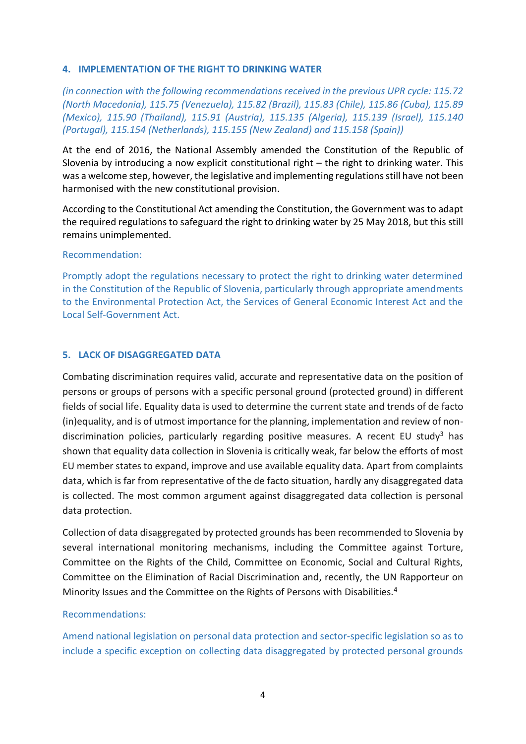## 4. IMPLEMENTATION OF THE RIGHT TO DRINKING WATER

*(in connection with the following recommendations received in the previous UPR cycle: 115.72 (North Macedonia), 115.75 (Venezuela), 115.82 (Brazil), 115.83 (Chile), 115.86 (Cuba), 115.89 (Mexico), 115.90 (Thailand), 115.91 (Austria), 115.135 (Algeria), 115.139 (Israel), 115.140 (Portugal), 115.154 (Netherlands), 115.155 (New Zealand) and 115.158 (Spain))*

At the end of 2016, the National Assembly amended the Constitution of the Republic of Slovenia by introducing a now explicit constitutional right – the right to drinking water. This was a welcome step, however, the legislative and implementing regulations still have not been harmonised with the new constitutional provision.

According to the Constitutional Act amending the Constitution, the Government was to adapt the required regulations to safeguard the right to drinking water by 25 May 2018, but this still remains unimplemented.

Recommendation:

Promptly adopt the regulations necessary to protect the right to drinking water determined in the Constitution of the Republic of Slovenia, particularly through appropriate amendments to the Environmental Protection Act, the Services of General Economic Interest Act and the Local Self-Government Act.

## 5. LACK OF DISAGGREGATED DATA

Combating discrimination requires valid, accurate and representative data on the position of persons or groups of persons with a specific personal ground (protected ground) in different fields of social life. Equality data is used to determine the current state and trends of de facto (in)equality, and is of utmost importance for the planning, implementation and review of non-discrimination policies, particularly regarding positive measures. A recent EU study[3] has shown that equality data collection in Slovenia is critically weak, far below the efforts of most EU member states to expand, improve and use available equality data. Apart from complaints data, which is far from representative of the de facto situation, hardly any disaggregated data is collected. The most common argument against disaggregated data collection is personal data protection.

Collection of data disaggregated by protected grounds has been recommended to Slovenia by several international monitoring mechanisms, including the Committee against Torture, Committee on the Rights of the Child, Committee on Economic, Social and Cultural Rights, Committee on the Elimination of Racial Discrimination and, recently, the UN Rapporteur on Minority Issues and the Committee on the Rights of Persons with Disabilities.[4]

Recommendations:

Amend national legislation on personal data protection and sector-specific legislation so as to include a specific exception on collecting data disaggregated by protected personal grounds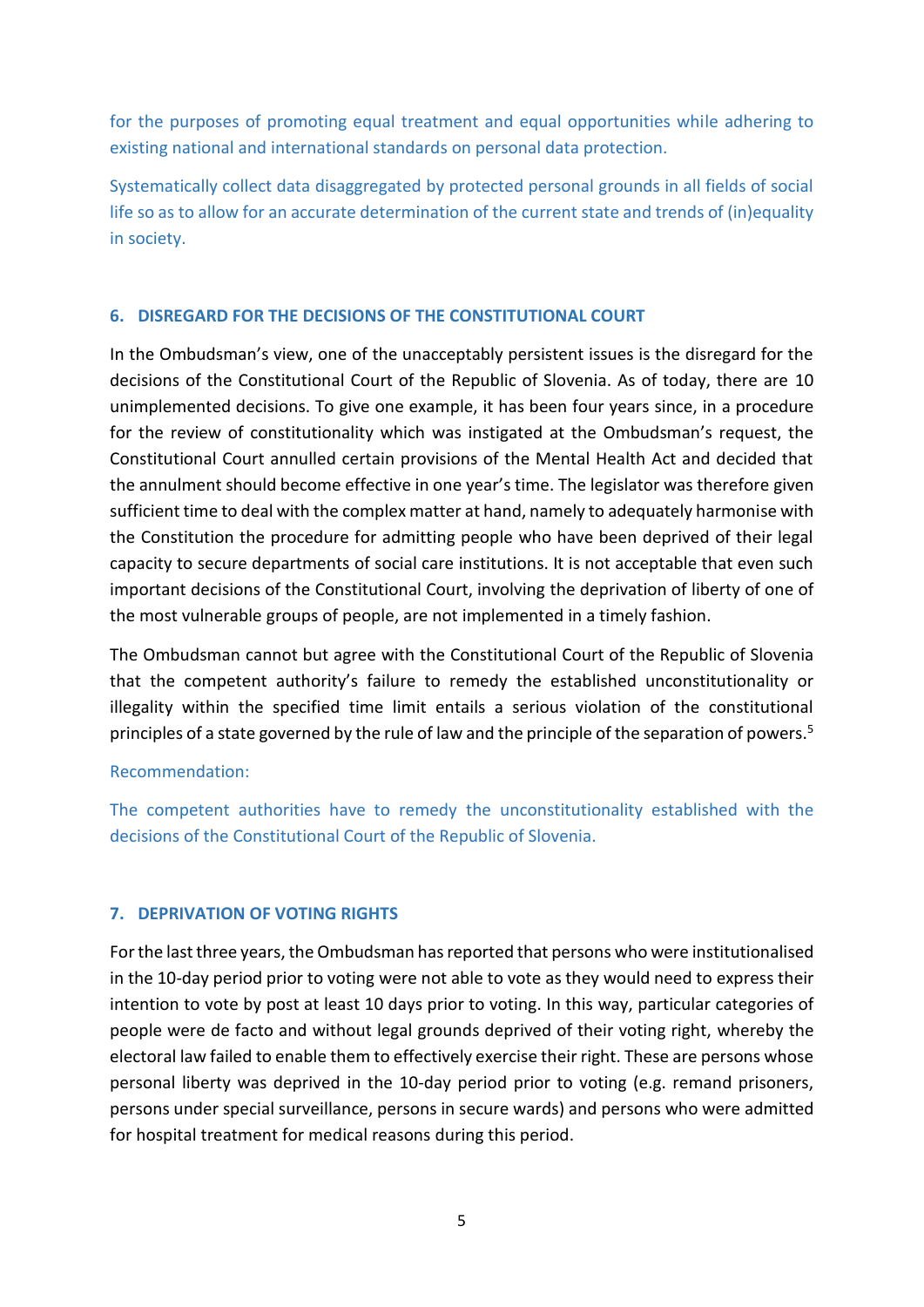for the purposes of promoting equal treatment and equal opportunities while adhering to existing national and international standards on personal data protection.

Systematically collect data disaggregated by protected personal grounds in all fields of social life so as to allow for an accurate determination of the current state and trends of (in)equality in society.

## 6. DISREGARD FOR THE DECISIONS OF THE CONSTITUTIONAL COURT

In the Ombudsman's view, one of the unacceptably persistent issues is the disregard for the decisions of the Constitutional Court of the Republic of Slovenia. As of today, there are 10 unimplemented decisions. To give one example, it has been four years since, in a procedure for the review of constitutionality which was instigated at the Ombudsman's request, the Constitutional Court annulled certain provisions of the Mental Health Act and decided that the annulment should become effective in one year's time. The legislator was therefore given sufficient time to deal with the complex matter at hand, namely to adequately harmonise with the Constitution the procedure for admitting people who have been deprived of their legal capacity to secure departments of social care institutions. It is not acceptable that even such important decisions of the Constitutional Court, involving the deprivation of liberty of one of the most vulnerable groups of people, are not implemented in a timely fashion.

The Ombudsman cannot but agree with the Constitutional Court of the Republic of Slovenia that the competent authority's failure to remedy the established unconstitutionality or illegality within the specified time limit entails a serious violation of the constitutional principles of a state governed by the rule of law and the principle of the separation of powers.[5]

Recommendation:

The competent authorities have to remedy the unconstitutionality established with the decisions of the Constitutional Court of the Republic of Slovenia.

## 7. DEPRIVATION OF VOTING RIGHTS

For the last three years, the Ombudsman has reported that persons who were institutionalised in the 10-day period prior to voting were not able to vote as they would need to express their intention to vote by post at least 10 days prior to voting. In this way, particular categories of people were de facto and without legal grounds deprived of their voting right, whereby the electoral law failed to enable them to effectively exercise their right. These are persons whose personal liberty was deprived in the 10-day period prior to voting (e.g. remand prisoners, persons under special surveillance, persons in secure wards) and persons who were admitted for hospital treatment for medical reasons during this period.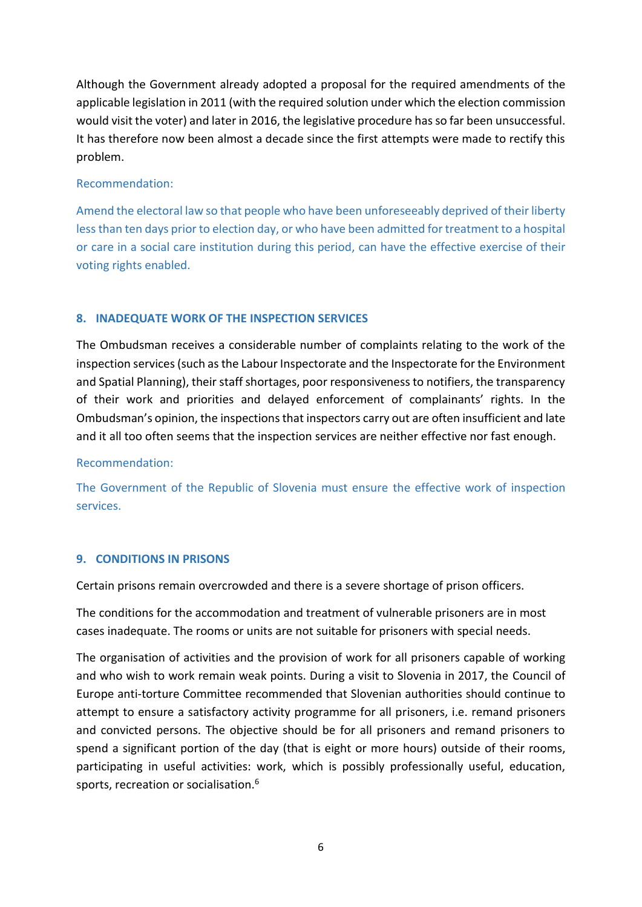Although the Government already adopted a proposal for the required amendments of the applicable legislation in 2011 (with the required solution under which the election commission would visit the voter) and later in 2016, the legislative procedure has so far been unsuccessful. It has therefore now been almost a decade since the first attempts were made to rectify this problem.

Recommendation:

Amend the electoral law so that people who have been unforeseeably deprived of their liberty less than ten days prior to election day, or who have been admitted for treatment to a hospital or care in a social care institution during this period, can have the effective exercise of their voting rights enabled.

## 8. INADEQUATE WORK OF THE INSPECTION SERVICES

The Ombudsman receives a considerable number of complaints relating to the work of the inspection services (such as the Labour Inspectorate and the Inspectorate for the Environment and Spatial Planning), their staff shortages, poor responsiveness to notifiers, the transparency of their work and priorities and delayed enforcement of complainants' rights. In the Ombudsman's opinion, the inspections that inspectors carry out are often insufficient and late and it all too often seems that the inspection services are neither effective nor fast enough.

Recommendation:

The Government of the Republic of Slovenia must ensure the effective work of inspection services.

## 9. CONDITIONS IN PRISONS

Certain prisons remain overcrowded and there is a severe shortage of prison officers.

The conditions for the accommodation and treatment of vulnerable prisoners are in most cases inadequate. The rooms or units are not suitable for prisoners with special needs.

The organisation of activities and the provision of work for all prisoners capable of working and who wish to work remain weak points. During a visit to Slovenia in 2017, the Council of Europe anti-torture Committee recommended that Slovenian authorities should continue to attempt to ensure a satisfactory activity programme for all prisoners, i.e. remand prisoners and convicted persons. The objective should be for all prisoners and remand prisoners to spend a significant portion of the day (that is eight or more hours) outside of their rooms, participating in useful activities: work, which is possibly professionally useful, education, sports, recreation or socialisation.[6]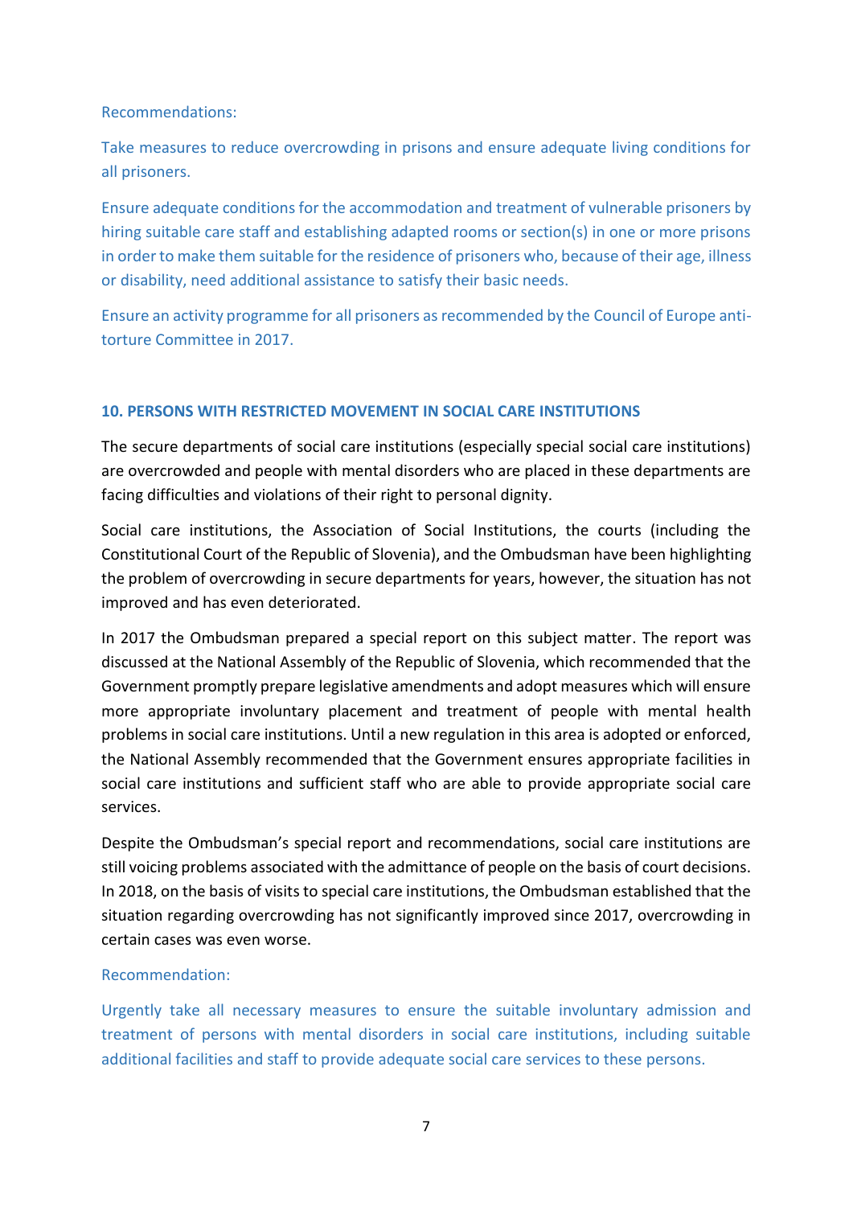Recommendations:

Take measures to reduce overcrowding in prisons and ensure adequate living conditions for all prisoners.

Ensure adequate conditions for the accommodation and treatment of vulnerable prisoners by hiring suitable care staff and establishing adapted rooms or section(s) in one or more prisons in order to make them suitable for the residence of prisoners who, because of their age, illness or disability, need additional assistance to satisfy their basic needs.

Ensure an activity programme for all prisoners as recommended by the Council of Europe anti-torture Committee in 2017.

## 10. PERSONS WITH RESTRICTED MOVEMENT IN SOCIAL CARE INSTITUTIONS

The secure departments of social care institutions (especially special social care institutions) are overcrowded and people with mental disorders who are placed in these departments are facing difficulties and violations of their right to personal dignity.

Social care institutions, the Association of Social Institutions, the courts (including the Constitutional Court of the Republic of Slovenia), and the Ombudsman have been highlighting the problem of overcrowding in secure departments for years, however, the situation has not improved and has even deteriorated.

In 2017 the Ombudsman prepared a special report on this subject matter. The report was discussed at the National Assembly of the Republic of Slovenia, which recommended that the Government promptly prepare legislative amendments and adopt measures which will ensure more appropriate involuntary placement and treatment of people with mental health problems in social care institutions. Until a new regulation in this area is adopted or enforced, the National Assembly recommended that the Government ensures appropriate facilities in social care institutions and sufficient staff who are able to provide appropriate social care services.

Despite the Ombudsman's special report and recommendations, social care institutions are still voicing problems associated with the admittance of people on the basis of court decisions. In 2018, on the basis of visits to special care institutions, the Ombudsman established that the situation regarding overcrowding has not significantly improved since 2017, overcrowding in certain cases was even worse.

Recommendation:

Urgently take all necessary measures to ensure the suitable involuntary admission and treatment of persons with mental disorders in social care institutions, including suitable additional facilities and staff to provide adequate social care services to these persons.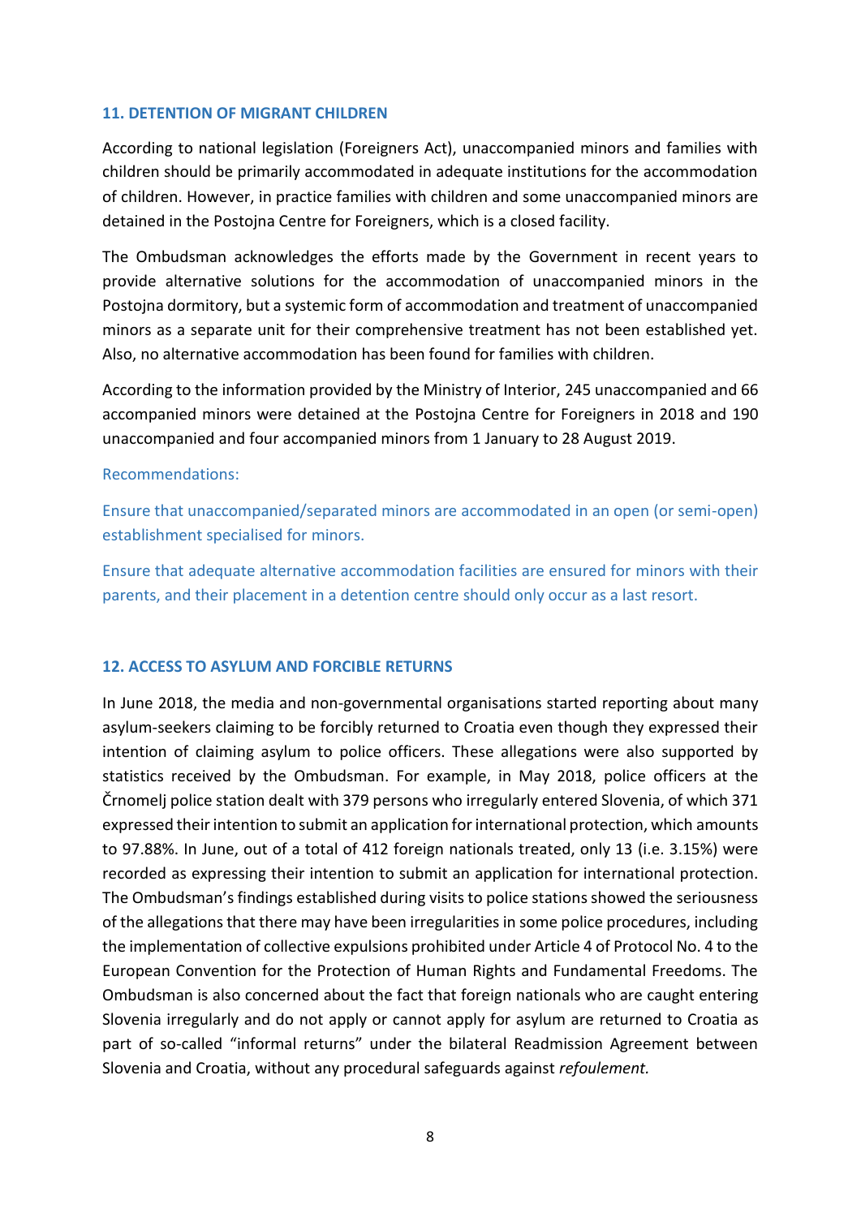## 11. DETENTION OF MIGRANT CHILDREN

According to national legislation (Foreigners Act), unaccompanied minors and families with children should be primarily accommodated in adequate institutions for the accommodation of children. However, in practice families with children and some unaccompanied minors are detained in the Postojna Centre for Foreigners, which is a closed facility.

The Ombudsman acknowledges the efforts made by the Government in recent years to provide alternative solutions for the accommodation of unaccompanied minors in the Postojna dormitory, but a systemic form of accommodation and treatment of unaccompanied minors as a separate unit for their comprehensive treatment has not been established yet. Also, no alternative accommodation has been found for families with children.

According to the information provided by the Ministry of Interior, 245 unaccompanied and 66 accompanied minors were detained at the Postojna Centre for Foreigners in 2018 and 190 unaccompanied and four accompanied minors from 1 January to 28 August 2019.

Recommendations:

Ensure that unaccompanied/separated minors are accommodated in an open (or semi-open) establishment specialised for minors.

Ensure that adequate alternative accommodation facilities are ensured for minors with their parents, and their placement in a detention centre should only occur as a last resort.

## 12. ACCESS TO ASYLUM AND FORCIBLE RETURNS

In June 2018, the media and non-governmental organisations started reporting about many asylum-seekers claiming to be forcibly returned to Croatia even though they expressed their intention of claiming asylum to police officers. These allegations were also supported by statistics received by the Ombudsman. For example, in May 2018, police officers at the Črnomelj police station dealt with 379 persons who irregularly entered Slovenia, of which 371 expressed their intention to submit an application for international protection, which amounts to 97.88%. In June, out of a total of 412 foreign nationals treated, only 13 (i.e. 3.15%) were recorded as expressing their intention to submit an application for international protection. The Ombudsman's findings established during visits to police stations showed the seriousness of the allegations that there may have been irregularities in some police procedures, including the implementation of collective expulsions prohibited under Article 4 of Protocol No. 4 to the European Convention for the Protection of Human Rights and Fundamental Freedoms. The Ombudsman is also concerned about the fact that foreign nationals who are caught entering Slovenia irregularly and do not apply or cannot apply for asylum are returned to Croatia as part of so-called "informal returns" under the bilateral Readmission Agreement between Slovenia and Croatia, without any procedural safeguards against *refoulement.*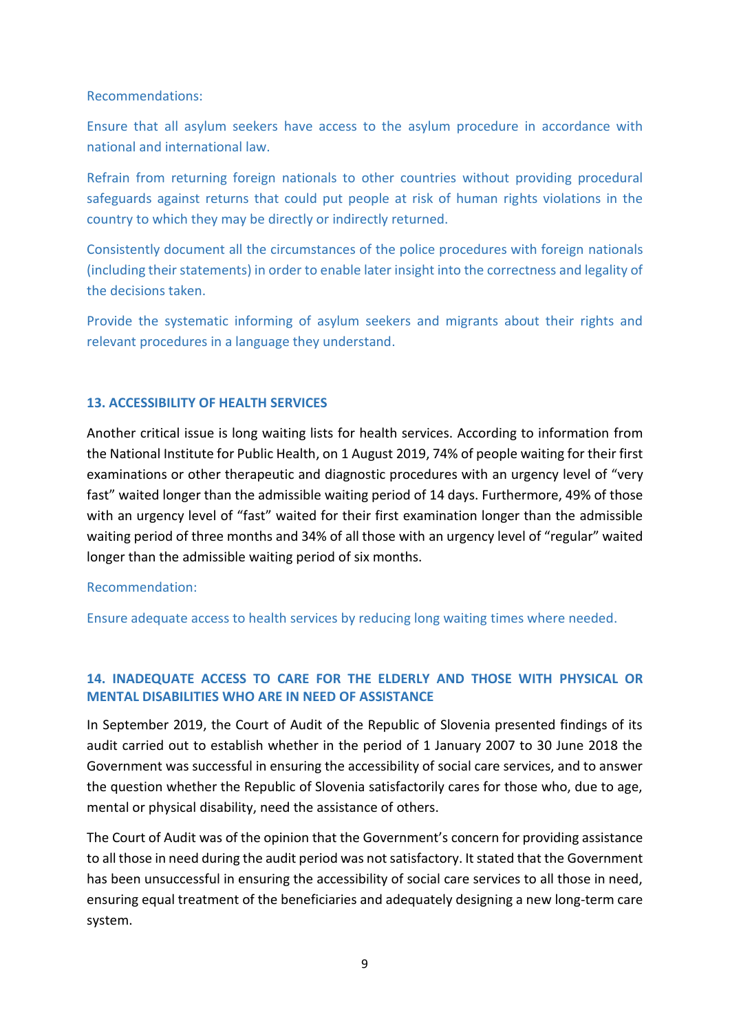Recommendations:

Ensure that all asylum seekers have access to the asylum procedure in accordance with national and international law.

Refrain from returning foreign nationals to other countries without providing procedural safeguards against returns that could put people at risk of human rights violations in the country to which they may be directly or indirectly returned.

Consistently document all the circumstances of the police procedures with foreign nationals (including their statements) in order to enable later insight into the correctness and legality of the decisions taken.

Provide the systematic informing of asylum seekers and migrants about their rights and relevant procedures in a language they understand.

## 13. ACCESSIBILITY OF HEALTH SERVICES

Another critical issue is long waiting lists for health services. According to information from the National Institute for Public Health, on 1 August 2019, 74% of people waiting for their first examinations or other therapeutic and diagnostic procedures with an urgency level of "very fast" waited longer than the admissible waiting period of 14 days. Furthermore, 49% of those with an urgency level of "fast" waited for their first examination longer than the admissible waiting period of three months and 34% of all those with an urgency level of "regular" waited longer than the admissible waiting period of six months.

Recommendation:

Ensure adequate access to health services by reducing long waiting times where needed.

## 14. INADEQUATE ACCESS TO CARE FOR THE ELDERLY AND THOSE WITH PHYSICAL OR MENTAL DISABILITIES WHO ARE IN NEED OF ASSISTANCE

In September 2019, the Court of Audit of the Republic of Slovenia presented findings of its audit carried out to establish whether in the period of 1 January 2007 to 30 June 2018 the Government was successful in ensuring the accessibility of social care services, and to answer the question whether the Republic of Slovenia satisfactorily cares for those who, due to age, mental or physical disability, need the assistance of others.

The Court of Audit was of the opinion that the Government's concern for providing assistance to all those in need during the audit period was not satisfactory. It stated that the Government has been unsuccessful in ensuring the accessibility of social care services to all those in need, ensuring equal treatment of the beneficiaries and adequately designing a new long-term care system.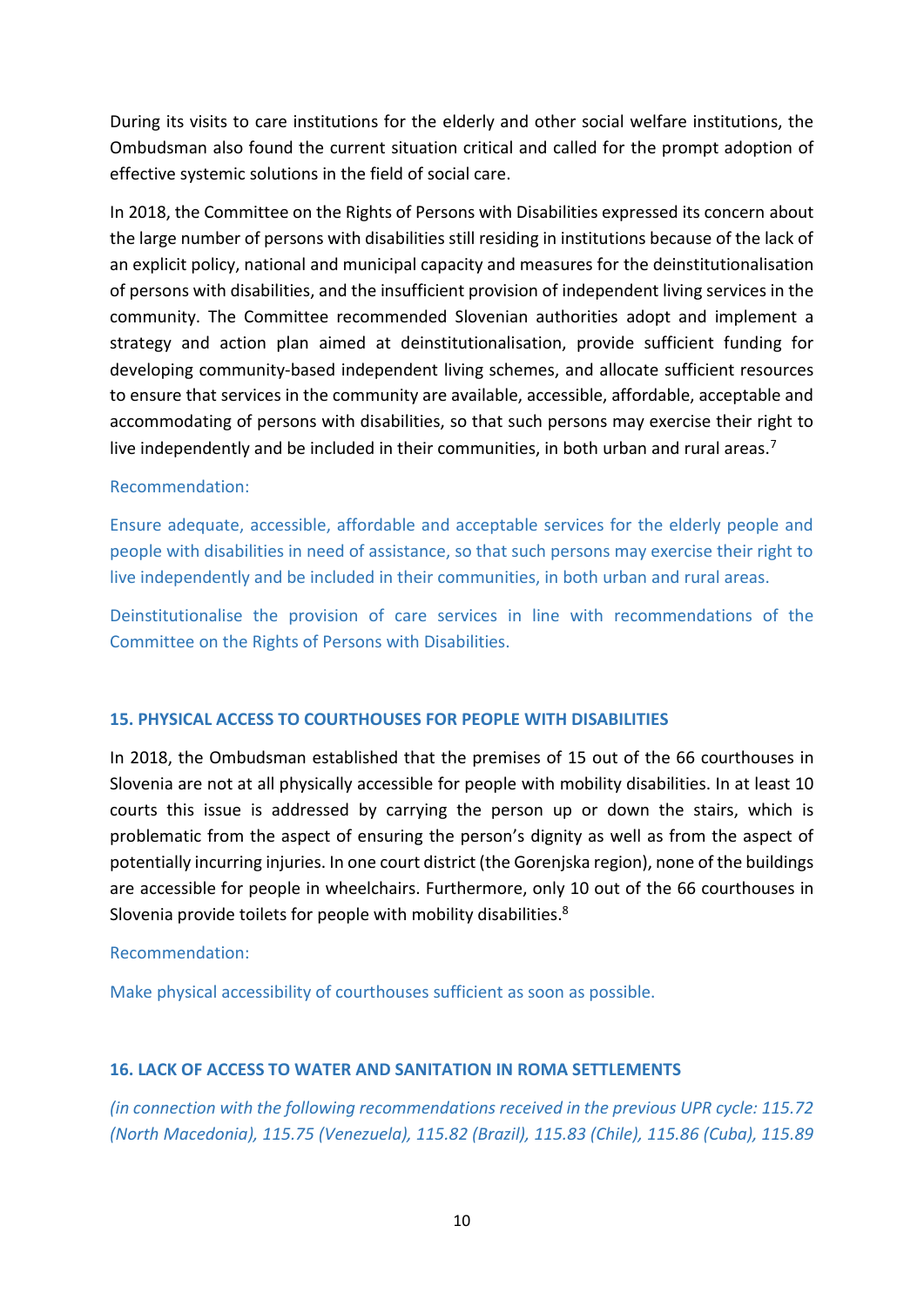During its visits to care institutions for the elderly and other social welfare institutions, the Ombudsman also found the current situation critical and called for the prompt adoption of effective systemic solutions in the field of social care.

In 2018, the Committee on the Rights of Persons with Disabilities expressed its concern about the large number of persons with disabilities still residing in institutions because of the lack of an explicit policy, national and municipal capacity and measures for the deinstitutionalisation of persons with disabilities, and the insufficient provision of independent living services in the community. The Committee recommended Slovenian authorities adopt and implement a strategy and action plan aimed at deinstitutionalisation, provide sufficient funding for developing community-based independent living schemes, and allocate sufficient resources to ensure that services in the community are available, accessible, affordable, acceptable and accommodating of persons with disabilities, so that such persons may exercise their right to live independently and be included in their communities, in both urban and rural areas.[7]

Recommendation:

Ensure adequate, accessible, affordable and acceptable services for the elderly people and people with disabilities in need of assistance, so that such persons may exercise their right to live independently and be included in their communities, in both urban and rural areas.

Deinstitutionalise the provision of care services in line with recommendations of the Committee on the Rights of Persons with Disabilities.

## 15. PHYSICAL ACCESS TO COURTHOUSES FOR PEOPLE WITH DISABILITIES

In 2018, the Ombudsman established that the premises of 15 out of the 66 courthouses in Slovenia are not at all physically accessible for people with mobility disabilities. In at least 10 courts this issue is addressed by carrying the person up or down the stairs, which is problematic from the aspect of ensuring the person's dignity as well as from the aspect of potentially incurring injuries. In one court district (the Gorenjska region), none of the buildings are accessible for people in wheelchairs. Furthermore, only 10 out of the 66 courthouses in Slovenia provide toilets for people with mobility disabilities.[8]

Recommendation:

Make physical accessibility of courthouses sufficient as soon as possible.

## 16. LACK OF ACCESS TO WATER AND SANITATION IN ROMA SETTLEMENTS

*(in connection with the following recommendations received in the previous UPR cycle: 115.72 (North Macedonia), 115.75 (Venezuela), 115.82 (Brazil), 115.83 (Chile), 115.86 (Cuba), 115.89*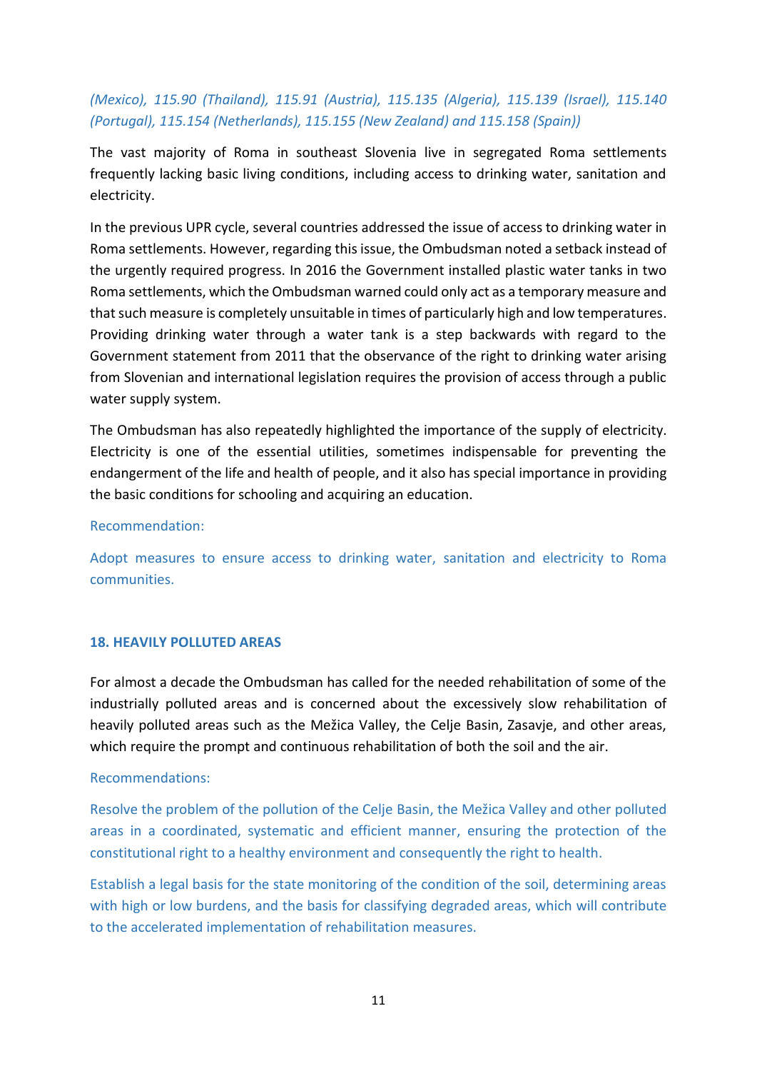*(Mexico), 115.90 (Thailand), 115.91 (Austria), 115.135 (Algeria), 115.139 (Israel), 115.140 (Portugal), 115.154 (Netherlands), 115.155 (New Zealand) and 115.158 (Spain))*

The vast majority of Roma in southeast Slovenia live in segregated Roma settlements frequently lacking basic living conditions, including access to drinking water, sanitation and electricity.

In the previous UPR cycle, several countries addressed the issue of access to drinking water in Roma settlements. However, regarding this issue, the Ombudsman noted a setback instead of the urgently required progress. In 2016 the Government installed plastic water tanks in two Roma settlements, which the Ombudsman warned could only act as a temporary measure and that such measure is completely unsuitable in times of particularly high and low temperatures. Providing drinking water through a water tank is a step backwards with regard to the Government statement from 2011 that the observance of the right to drinking water arising from Slovenian and international legislation requires the provision of access through a public water supply system.

The Ombudsman has also repeatedly highlighted the importance of the supply of electricity. Electricity is one of the essential utilities, sometimes indispensable for preventing the endangerment of the life and health of people, and it also has special importance in providing the basic conditions for schooling and acquiring an education.

Recommendation:

Adopt measures to ensure access to drinking water, sanitation and electricity to Roma communities.

## 18. HEAVILY POLLUTED AREAS

For almost a decade the Ombudsman has called for the needed rehabilitation of some of the industrially polluted areas and is concerned about the excessively slow rehabilitation of heavily polluted areas such as the Mežica Valley, the Celje Basin, Zasavje, and other areas, which require the prompt and continuous rehabilitation of both the soil and the air.

Recommendations:

Resolve the problem of the pollution of the Celje Basin, the Mežica Valley and other polluted areas in a coordinated, systematic and efficient manner, ensuring the protection of the constitutional right to a healthy environment and consequently the right to health.

Establish a legal basis for the state monitoring of the condition of the soil, determining areas with high or low burdens, and the basis for classifying degraded areas, which will contribute to the accelerated implementation of rehabilitation measures.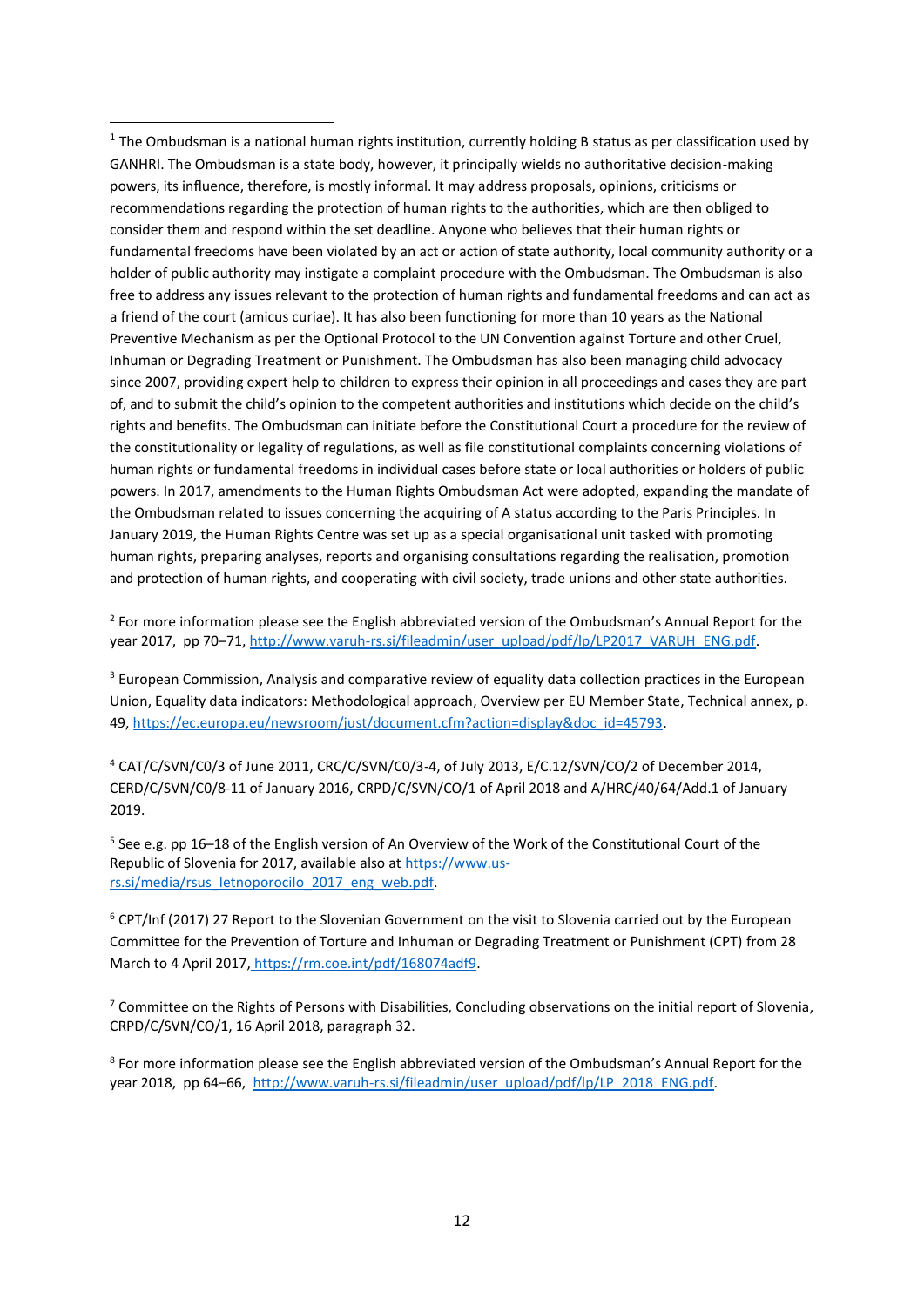[1] The Ombudsman is a national human rights institution, currently holding B status as per classification used by GANHRI. The Ombudsman is a state body, however, it principally wields no authoritative decision-making powers, its influence, therefore, is mostly informal. It may address proposals, opinions, criticisms or recommendations regarding the protection of human rights to the authorities, which are then obliged to consider them and respond within the set deadline. Anyone who believes that their human rights or fundamental freedoms have been violated by an act or action of state authority, local community authority or a holder of public authority may instigate a complaint procedure with the Ombudsman. The Ombudsman is also free to address any issues relevant to the protection of human rights and fundamental freedoms and can act as a friend of the court (amicus curiae). It has also been functioning for more than 10 years as the National Preventive Mechanism as per the Optional Protocol to the UN Convention against Torture and other Cruel, Inhuman or Degrading Treatment or Punishment. The Ombudsman has also been managing child advocacy since 2007, providing expert help to children to express their opinion in all proceedings and cases they are part of, and to submit the child's opinion to the competent authorities and institutions which decide on the child's rights and benefits. The Ombudsman can initiate before the Constitutional Court a procedure for the review of the constitutionality or legality of regulations, as well as file constitutional complaints concerning violations of human rights or fundamental freedoms in individual cases before state or local authorities or holders of public powers. In 2017, amendments to the Human Rights Ombudsman Act were adopted, expanding the mandate of the Ombudsman related to issues concerning the acquiring of A status according to the Paris Principles. In January 2019, the Human Rights Centre was set up as a special organisational unit tasked with promoting human rights, preparing analyses, reports and organising consultations regarding the realisation, promotion and protection of human rights, and cooperating with civil society, trade unions and other state authorities.

[2] For more information please see the English abbreviated version of the Ombudsman's Annual Report for the year 2017, pp 70–71, http://www.varuh-rs.si/fileadmin/user_upload/pdf/lp/LP2017_VARUH_ENG.pdf.

[3] European Commission, Analysis and comparative review of equality data collection practices in the European Union, Equality data indicators: Methodological approach, Overview per EU Member State, Technical annex, p. 49, https://ec.europa.eu/newsroom/just/document.cfm?action=display&doc_id=45793.

[4] CAT/C/SVN/C0/3 of June 2011, CRC/C/SVN/C0/3-4, of July 2013, E/C.12/SVN/CO/2 of December 2014, CERD/C/SVN/C0/8-11 of January 2016, CRPD/C/SVN/CO/1 of April 2018 and A/HRC/40/64/Add.1 of January 2019.

[5] See e.g. pp 16–18 of the English version of An Overview of the Work of the Constitutional Court of the Republic of Slovenia for 2017, available also at https://www.us-rs.si/media/rsus_letnoporocilo_2017_eng_web.pdf.

[6] CPT/Inf (2017) 27 Report to the Slovenian Government on the visit to Slovenia carried out by the European Committee for the Prevention of Torture and Inhuman or Degrading Treatment or Punishment (CPT) from 28 March to 4 April 2017, https://rm.coe.int/pdf/168074adf9.

[7] Committee on the Rights of Persons with Disabilities, Concluding observations on the initial report of Slovenia, CRPD/C/SVN/CO/1, 16 April 2018, paragraph 32.

[8] For more information please see the English abbreviated version of the Ombudsman's Annual Report for the year 2018, pp 64–66, http://www.varuh-rs.si/fileadmin/user_upload/pdf/lp/LP_2018_ENG.pdf.